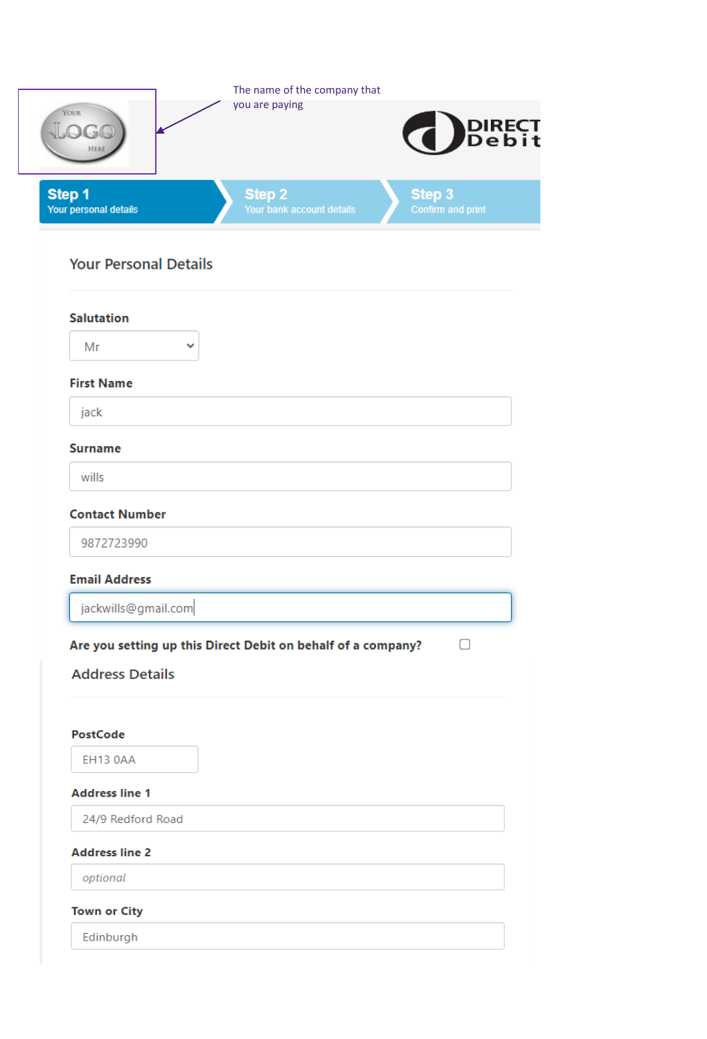The name of the company that you are paying

YOUR LOGO HERE

DIRECT Debit

**Step 1** Your personal details | **Step 2** Your bank account details | **Step 3** Confirm and print

## Your Personal Details

**Salutation**

Mr

**First Name**

jack

**Surname**

wills

**Contact Number**

9872723990

**Email Address**

jackwills@gmail.com

**Are you setting up this Direct Debit on behalf of a company?** ☐

## Address Details

**PostCode**

EH13 0AA

**Address line 1**

24/9 Redford Road

**Address line 2**

*optional*

**Town or City**

Edinburgh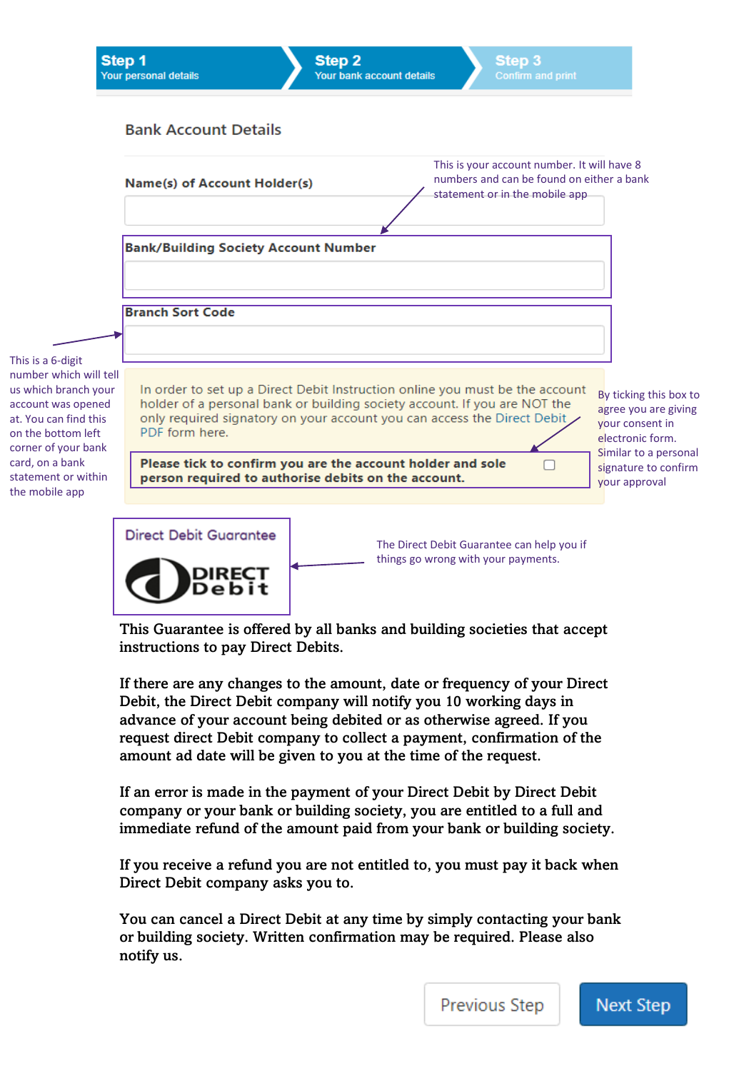**Step 1** Your personal details | **Step 2** Your bank account details | **Step 3** Confirm and print

## Bank Account Details

**Name(s) of Account Holder(s)**

This is your account number. It will have 8 numbers and can be found on either a bank statement or in the mobile app

**Bank/Building Society Account Number**

**Branch Sort Code**

This is a 6-digit number which will tell us which branch your account was opened at. You can find this on the bottom left corner of your bank card, on a bank statement or within the mobile app

In order to set up a Direct Debit Instruction online you must be the account holder of a personal bank or building society account. If you are NOT the only required signatory on your account you can access the Direct Debit PDF form here.

**Please tick to confirm you are the account holder and sole person required to authorise debits on the account.** ☐

By ticking this box to agree you are giving your consent in electronic form. Similar to a personal signature to confirm your approval

**Direct Debit Guarantee**

DIRECT Debit

The Direct Debit Guarantee can help you if things go wrong with your payments.

This Guarantee is offered by all banks and building societies that accept instructions to pay Direct Debits.

If there are any changes to the amount, date or frequency of your Direct Debit, the Direct Debit company will notify you 10 working days in advance of your account being debited or as otherwise agreed. If you request direct Debit company to collect a payment, confirmation of the amount ad date will be given to you at the time of the request.

If an error is made in the payment of your Direct Debit by Direct Debit company or your bank or building society, you are entitled to a full and immediate refund of the amount paid from your bank or building society.

If you receive a refund you are not entitled to, you must pay it back when Direct Debit company asks you to.

You can cancel a Direct Debit at any time by simply contacting your bank or building society. Written confirmation may be required. Please also notify us.

Previous Step | Next Step